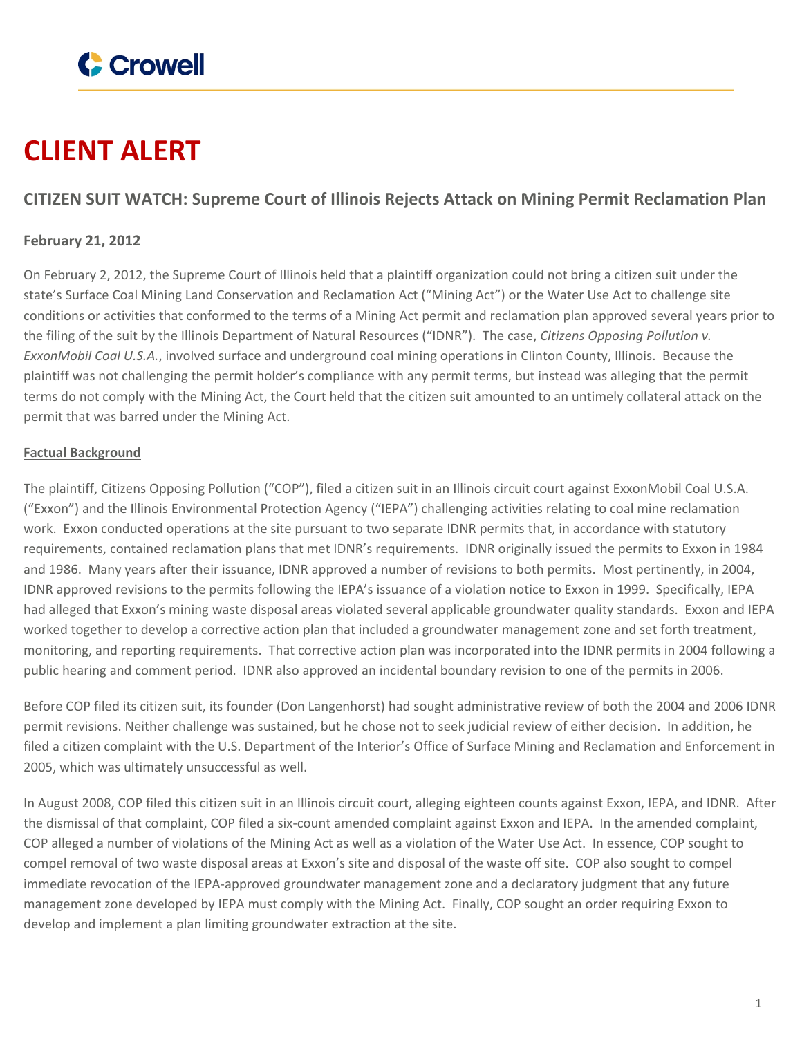Crowell

# CLIENT ALERT

## CITIZEN SUIT WATCH: Supreme Court of Illinois Rejects Attack on Mining Permit Reclamation Plan

**February 21, 2012**

On February 2, 2012, the Supreme Court of Illinois held that a plaintiff organization could not bring a citizen suit under the state's Surface Coal Mining Land Conservation and Reclamation Act ("Mining Act") or the Water Use Act to challenge site conditions or activities that conformed to the terms of a Mining Act permit and reclamation plan approved several years prior to the filing of the suit by the Illinois Department of Natural Resources ("IDNR"). The case, *Citizens Opposing Pollution v. ExxonMobil Coal U.S.A.*, involved surface and underground coal mining operations in Clinton County, Illinois. Because the plaintiff was not challenging the permit holder's compliance with any permit terms, but instead was alleging that the permit terms do not comply with the Mining Act, the Court held that the citizen suit amounted to an untimely collateral attack on the permit that was barred under the Mining Act.

**Factual Background**

The plaintiff, Citizens Opposing Pollution ("COP"), filed a citizen suit in an Illinois circuit court against ExxonMobil Coal U.S.A. ("Exxon") and the Illinois Environmental Protection Agency ("IEPA") challenging activities relating to coal mine reclamation work. Exxon conducted operations at the site pursuant to two separate IDNR permits that, in accordance with statutory requirements, contained reclamation plans that met IDNR's requirements. IDNR originally issued the permits to Exxon in 1984 and 1986. Many years after their issuance, IDNR approved a number of revisions to both permits. Most pertinently, in 2004, IDNR approved revisions to the permits following the IEPA's issuance of a violation notice to Exxon in 1999. Specifically, IEPA had alleged that Exxon's mining waste disposal areas violated several applicable groundwater quality standards. Exxon and IEPA worked together to develop a corrective action plan that included a groundwater management zone and set forth treatment, monitoring, and reporting requirements. That corrective action plan was incorporated into the IDNR permits in 2004 following a public hearing and comment period. IDNR also approved an incidental boundary revision to one of the permits in 2006.

Before COP filed its citizen suit, its founder (Don Langenhorst) had sought administrative review of both the 2004 and 2006 IDNR permit revisions. Neither challenge was sustained, but he chose not to seek judicial review of either decision. In addition, he filed a citizen complaint with the U.S. Department of the Interior's Office of Surface Mining and Reclamation and Enforcement in 2005, which was ultimately unsuccessful as well.

In August 2008, COP filed this citizen suit in an Illinois circuit court, alleging eighteen counts against Exxon, IEPA, and IDNR. After the dismissal of that complaint, COP filed a six-count amended complaint against Exxon and IEPA. In the amended complaint, COP alleged a number of violations of the Mining Act as well as a violation of the Water Use Act. In essence, COP sought to compel removal of two waste disposal areas at Exxon's site and disposal of the waste off site. COP also sought to compel immediate revocation of the IEPA-approved groundwater management zone and a declaratory judgment that any future management zone developed by IEPA must comply with the Mining Act. Finally, COP sought an order requiring Exxon to develop and implement a plan limiting groundwater extraction at the site.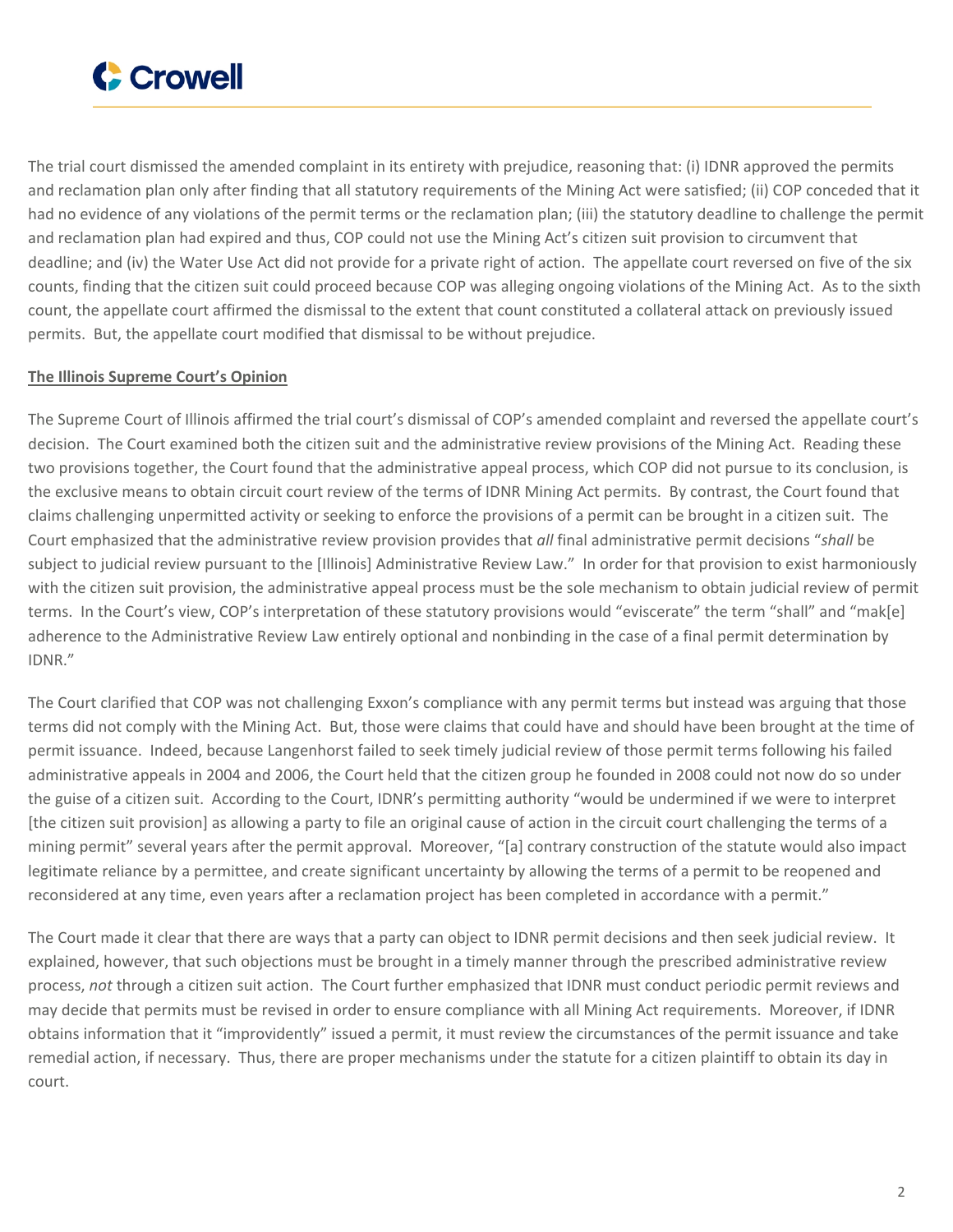The trial court dismissed the amended complaint in its entirety with prejudice, reasoning that: (i) IDNR approved the permits and reclamation plan only after finding that all statutory requirements of the Mining Act were satisfied; (ii) COP conceded that it had no evidence of any violations of the permit terms or the reclamation plan; (iii) the statutory deadline to challenge the permit and reclamation plan had expired and thus, COP could not use the Mining Act's citizen suit provision to circumvent that deadline; and (iv) the Water Use Act did not provide for a private right of action. The appellate court reversed on five of the six counts, finding that the citizen suit could proceed because COP was alleging ongoing violations of the Mining Act. As to the sixth count, the appellate court affirmed the dismissal to the extent that count constituted a collateral attack on previously issued permits. But, the appellate court modified that dismissal to be without prejudice.

**The Illinois Supreme Court's Opinion**

The Supreme Court of Illinois affirmed the trial court's dismissal of COP's amended complaint and reversed the appellate court's decision. The Court examined both the citizen suit and the administrative review provisions of the Mining Act. Reading these two provisions together, the Court found that the administrative appeal process, which COP did not pursue to its conclusion, is the exclusive means to obtain circuit court review of the terms of IDNR Mining Act permits. By contrast, the Court found that claims challenging unpermitted activity or seeking to enforce the provisions of a permit can be brought in a citizen suit. The Court emphasized that the administrative review provision provides that *all* final administrative permit decisions "*shall* be subject to judicial review pursuant to the [Illinois] Administrative Review Law." In order for that provision to exist harmoniously with the citizen suit provision, the administrative appeal process must be the sole mechanism to obtain judicial review of permit terms. In the Court's view, COP's interpretation of these statutory provisions would "eviscerate" the term "shall" and "mak[e] adherence to the Administrative Review Law entirely optional and nonbinding in the case of a final permit determination by IDNR."

The Court clarified that COP was not challenging Exxon's compliance with any permit terms but instead was arguing that those terms did not comply with the Mining Act. But, those were claims that could have and should have been brought at the time of permit issuance. Indeed, because Langenhorst failed to seek timely judicial review of those permit terms following his failed administrative appeals in 2004 and 2006, the Court held that the citizen group he founded in 2008 could not now do so under the guise of a citizen suit. According to the Court, IDNR's permitting authority "would be undermined if we were to interpret [the citizen suit provision] as allowing a party to file an original cause of action in the circuit court challenging the terms of a mining permit" several years after the permit approval. Moreover, "[a] contrary construction of the statute would also impact legitimate reliance by a permittee, and create significant uncertainty by allowing the terms of a permit to be reopened and reconsidered at any time, even years after a reclamation project has been completed in accordance with a permit."

The Court made it clear that there are ways that a party can object to IDNR permit decisions and then seek judicial review. It explained, however, that such objections must be brought in a timely manner through the prescribed administrative review process, *not* through a citizen suit action. The Court further emphasized that IDNR must conduct periodic permit reviews and may decide that permits must be revised in order to ensure compliance with all Mining Act requirements. Moreover, if IDNR obtains information that it "improvidently" issued a permit, it must review the circumstances of the permit issuance and take remedial action, if necessary. Thus, there are proper mechanisms under the statute for a citizen plaintiff to obtain its day in court.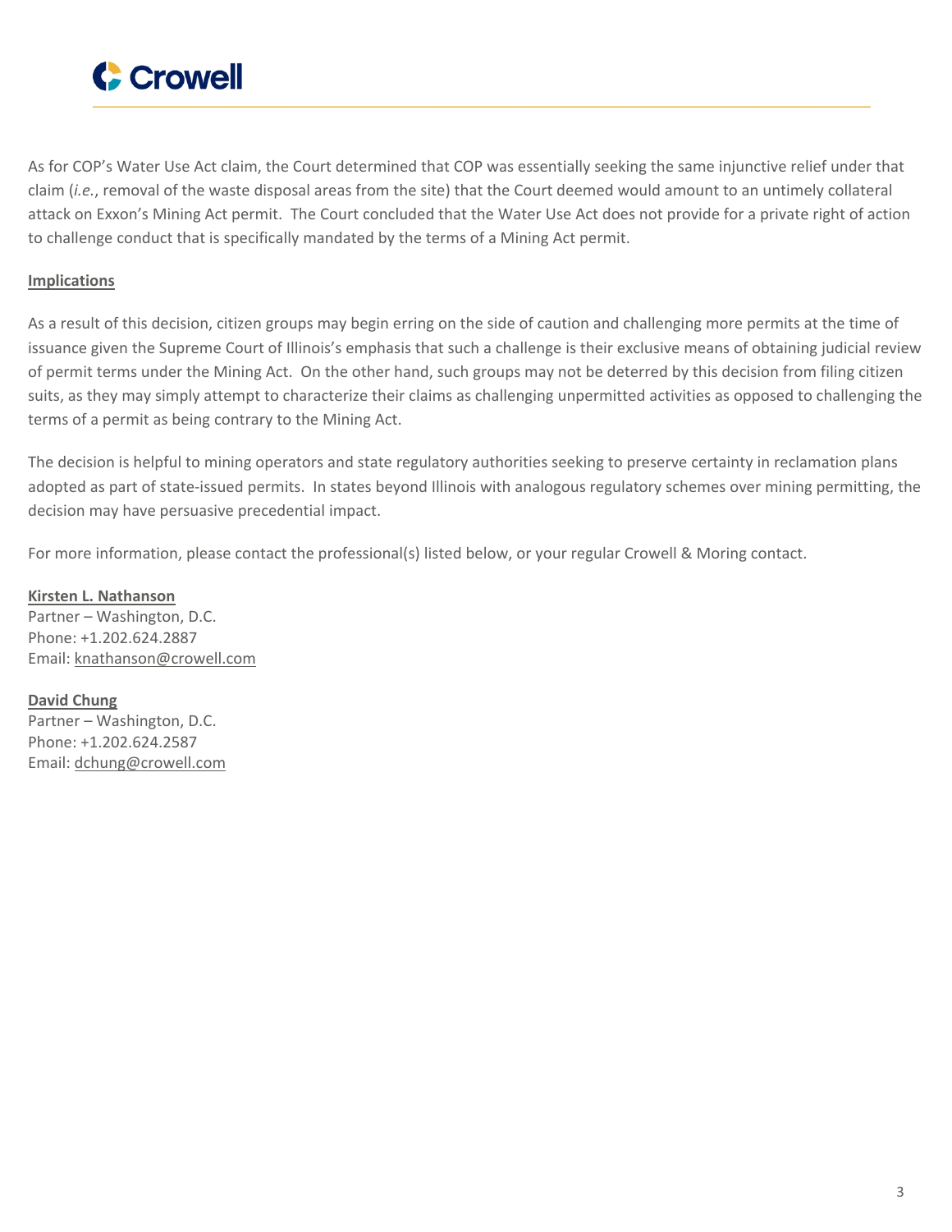As for COP's Water Use Act claim, the Court determined that COP was essentially seeking the same injunctive relief under that claim (*i.e.*, removal of the waste disposal areas from the site) that the Court deemed would amount to an untimely collateral attack on Exxon's Mining Act permit. The Court concluded that the Water Use Act does not provide for a private right of action to challenge conduct that is specifically mandated by the terms of a Mining Act permit.

**Implications**

As a result of this decision, citizen groups may begin erring on the side of caution and challenging more permits at the time of issuance given the Supreme Court of Illinois's emphasis that such a challenge is their exclusive means of obtaining judicial review of permit terms under the Mining Act. On the other hand, such groups may not be deterred by this decision from filing citizen suits, as they may simply attempt to characterize their claims as challenging unpermitted activities as opposed to challenging the terms of a permit as being contrary to the Mining Act.

The decision is helpful to mining operators and state regulatory authorities seeking to preserve certainty in reclamation plans adopted as part of state-issued permits. In states beyond Illinois with analogous regulatory schemes over mining permitting, the decision may have persuasive precedential impact.

For more information, please contact the professional(s) listed below, or your regular Crowell & Moring contact.

**Kirsten L. Nathanson**
Partner – Washington, D.C.
Phone: +1.202.624.2887
Email: knathanson@crowell.com

**David Chung**
Partner – Washington, D.C.
Phone: +1.202.624.2587
Email: dchung@crowell.com